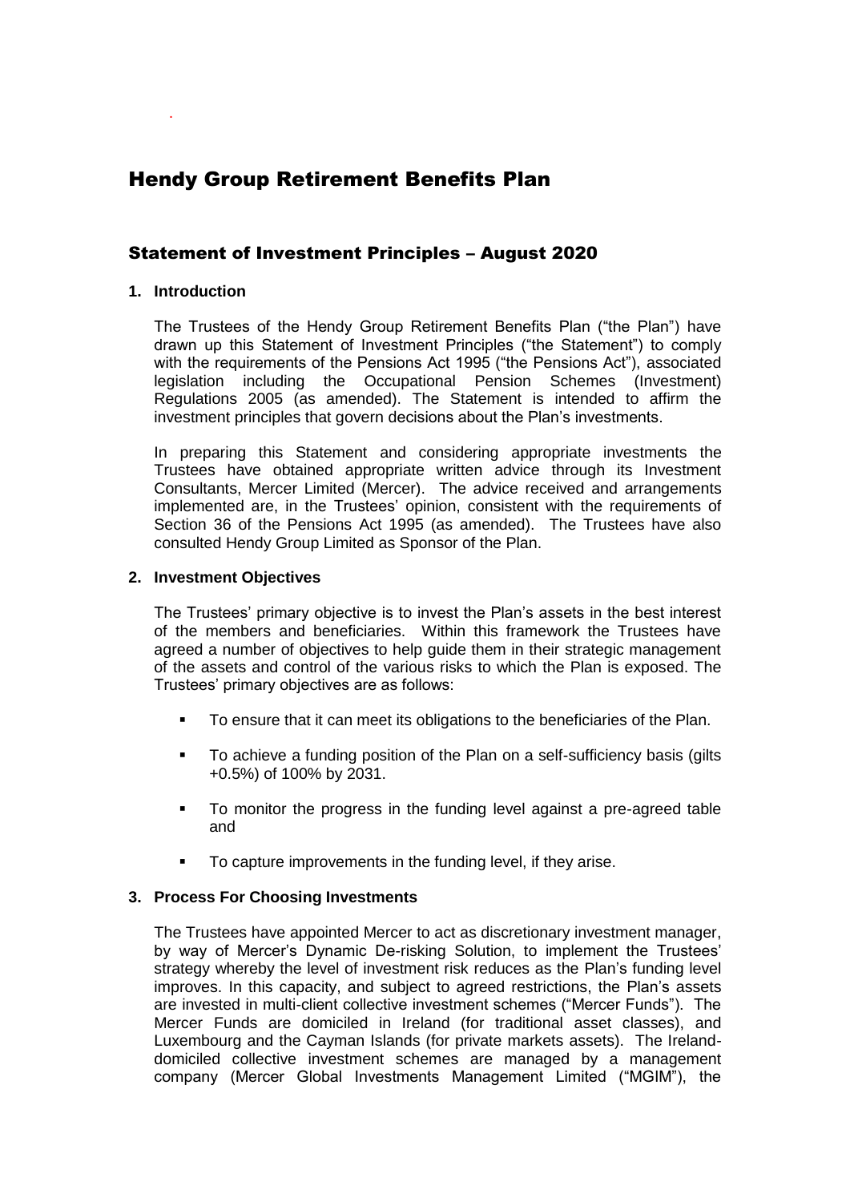# Hendy Group Retirement Benefits Plan

## Statement of Investment Principles – August 2020

**1. Introduction**

The Trustees of the Hendy Group Retirement Benefits Plan ("the Plan") have drawn up this Statement of Investment Principles ("the Statement") to comply with the requirements of the Pensions Act 1995 ("the Pensions Act"), associated legislation including the Occupational Pension Schemes (Investment) Regulations 2005 (as amended). The Statement is intended to affirm the investment principles that govern decisions about the Plan's investments.

In preparing this Statement and considering appropriate investments the Trustees have obtained appropriate written advice through its Investment Consultants, Mercer Limited (Mercer). The advice received and arrangements implemented are, in the Trustees' opinion, consistent with the requirements of Section 36 of the Pensions Act 1995 (as amended). The Trustees have also consulted Hendy Group Limited as Sponsor of the Plan.

**2. Investment Objectives**

The Trustees' primary objective is to invest the Plan's assets in the best interest of the members and beneficiaries. Within this framework the Trustees have agreed a number of objectives to help guide them in their strategic management of the assets and control of the various risks to which the Plan is exposed. The Trustees' primary objectives are as follows:

- To ensure that it can meet its obligations to the beneficiaries of the Plan.
- To achieve a funding position of the Plan on a self-sufficiency basis (gilts +0.5%) of 100% by 2031.
- To monitor the progress in the funding level against a pre-agreed table and
- To capture improvements in the funding level, if they arise.

**3. Process For Choosing Investments**

The Trustees have appointed Mercer to act as discretionary investment manager, by way of Mercer's Dynamic De-risking Solution, to implement the Trustees' strategy whereby the level of investment risk reduces as the Plan's funding level improves. In this capacity, and subject to agreed restrictions, the Plan's assets are invested in multi-client collective investment schemes ("Mercer Funds"). The Mercer Funds are domiciled in Ireland (for traditional asset classes), and Luxembourg and the Cayman Islands (for private markets assets). The Ireland-domiciled collective investment schemes are managed by a management company (Mercer Global Investments Management Limited ("MGIM"), the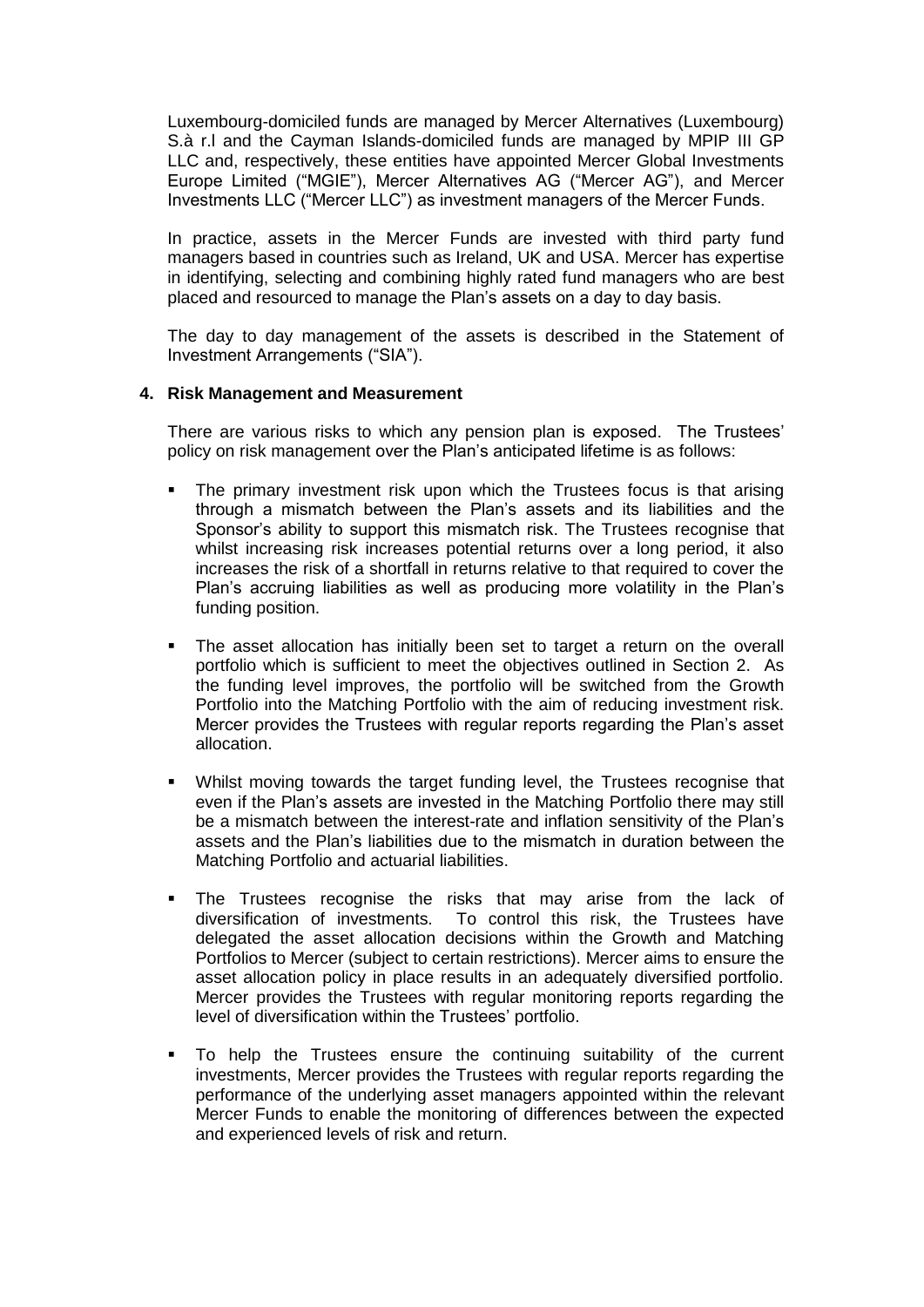Luxembourg-domiciled funds are managed by Mercer Alternatives (Luxembourg) S.à r.l and the Cayman Islands-domiciled funds are managed by MPIP III GP LLC and, respectively, these entities have appointed Mercer Global Investments Europe Limited ("MGIE"), Mercer Alternatives AG ("Mercer AG"), and Mercer Investments LLC ("Mercer LLC") as investment managers of the Mercer Funds.

In practice, assets in the Mercer Funds are invested with third party fund managers based in countries such as Ireland, UK and USA. Mercer has expertise in identifying, selecting and combining highly rated fund managers who are best placed and resourced to manage the Plan's assets on a day to day basis.

The day to day management of the assets is described in the Statement of Investment Arrangements ("SIA").

## 4. Risk Management and Measurement

There are various risks to which any pension plan is exposed. The Trustees' policy on risk management over the Plan's anticipated lifetime is as follows:

- The primary investment risk upon which the Trustees focus is that arising through a mismatch between the Plan's assets and its liabilities and the Sponsor's ability to support this mismatch risk. The Trustees recognise that whilst increasing risk increases potential returns over a long period, it also increases the risk of a shortfall in returns relative to that required to cover the Plan's accruing liabilities as well as producing more volatility in the Plan's funding position.
- The asset allocation has initially been set to target a return on the overall portfolio which is sufficient to meet the objectives outlined in Section 2. As the funding level improves, the portfolio will be switched from the Growth Portfolio into the Matching Portfolio with the aim of reducing investment risk. Mercer provides the Trustees with regular reports regarding the Plan's asset allocation.
- Whilst moving towards the target funding level, the Trustees recognise that even if the Plan's assets are invested in the Matching Portfolio there may still be a mismatch between the interest-rate and inflation sensitivity of the Plan's assets and the Plan's liabilities due to the mismatch in duration between the Matching Portfolio and actuarial liabilities.
- The Trustees recognise the risks that may arise from the lack of diversification of investments. To control this risk, the Trustees have delegated the asset allocation decisions within the Growth and Matching Portfolios to Mercer (subject to certain restrictions). Mercer aims to ensure the asset allocation policy in place results in an adequately diversified portfolio. Mercer provides the Trustees with regular monitoring reports regarding the level of diversification within the Trustees' portfolio.
- To help the Trustees ensure the continuing suitability of the current investments, Mercer provides the Trustees with regular reports regarding the performance of the underlying asset managers appointed within the relevant Mercer Funds to enable the monitoring of differences between the expected and experienced levels of risk and return.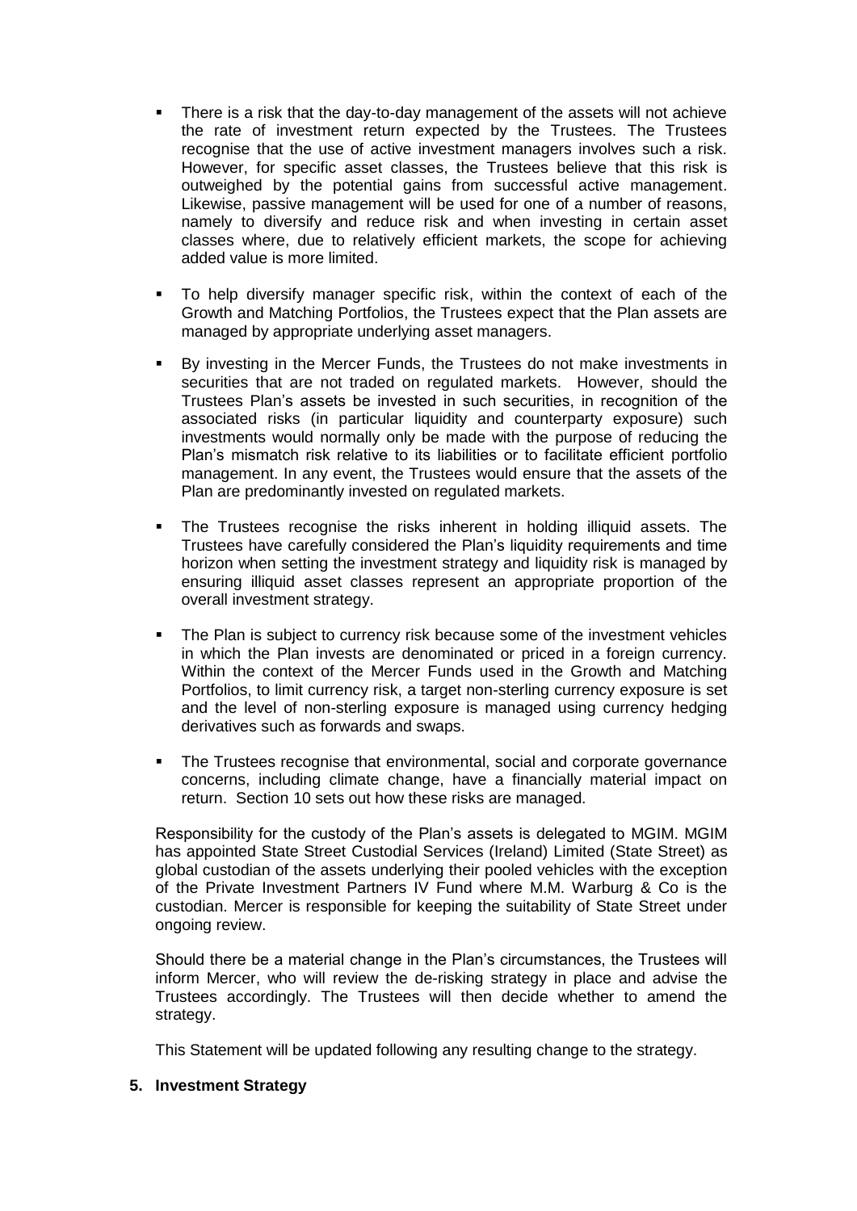- There is a risk that the day-to-day management of the assets will not achieve the rate of investment return expected by the Trustees. The Trustees recognise that the use of active investment managers involves such a risk. However, for specific asset classes, the Trustees believe that this risk is outweighed by the potential gains from successful active management. Likewise, passive management will be used for one of a number of reasons, namely to diversify and reduce risk and when investing in certain asset classes where, due to relatively efficient markets, the scope for achieving added value is more limited.

- To help diversify manager specific risk, within the context of each of the Growth and Matching Portfolios, the Trustees expect that the Plan assets are managed by appropriate underlying asset managers.

- By investing in the Mercer Funds, the Trustees do not make investments in securities that are not traded on regulated markets. However, should the Trustees Plan's assets be invested in such securities, in recognition of the associated risks (in particular liquidity and counterparty exposure) such investments would normally only be made with the purpose of reducing the Plan's mismatch risk relative to its liabilities or to facilitate efficient portfolio management. In any event, the Trustees would ensure that the assets of the Plan are predominantly invested on regulated markets.

- The Trustees recognise the risks inherent in holding illiquid assets. The Trustees have carefully considered the Plan's liquidity requirements and time horizon when setting the investment strategy and liquidity risk is managed by ensuring illiquid asset classes represent an appropriate proportion of the overall investment strategy.

- The Plan is subject to currency risk because some of the investment vehicles in which the Plan invests are denominated or priced in a foreign currency. Within the context of the Mercer Funds used in the Growth and Matching Portfolios, to limit currency risk, a target non-sterling currency exposure is set and the level of non-sterling exposure is managed using currency hedging derivatives such as forwards and swaps.

- The Trustees recognise that environmental, social and corporate governance concerns, including climate change, have a financially material impact on return. Section 10 sets out how these risks are managed.

Responsibility for the custody of the Plan's assets is delegated to MGIM. MGIM has appointed State Street Custodial Services (Ireland) Limited (State Street) as global custodian of the assets underlying their pooled vehicles with the exception of the Private Investment Partners IV Fund where M.M. Warburg & Co is the custodian. Mercer is responsible for keeping the suitability of State Street under ongoing review.

Should there be a material change in the Plan's circumstances, the Trustees will inform Mercer, who will review the de-risking strategy in place and advise the Trustees accordingly. The Trustees will then decide whether to amend the strategy.

This Statement will be updated following any resulting change to the strategy.

## 5. Investment Strategy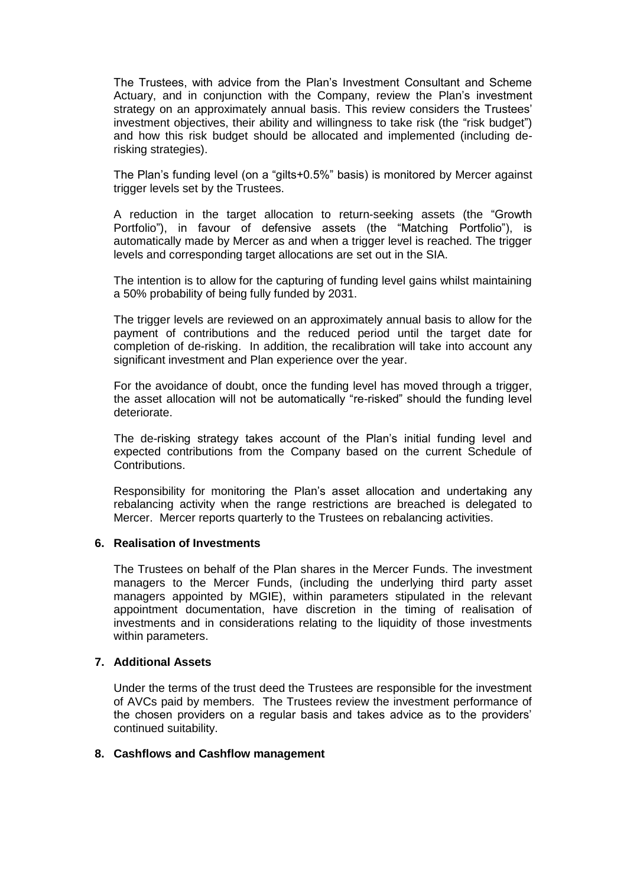The Trustees, with advice from the Plan's Investment Consultant and Scheme Actuary, and in conjunction with the Company, review the Plan's investment strategy on an approximately annual basis. This review considers the Trustees' investment objectives, their ability and willingness to take risk (the "risk budget") and how this risk budget should be allocated and implemented (including de-risking strategies).

The Plan's funding level (on a "gilts+0.5%" basis) is monitored by Mercer against trigger levels set by the Trustees.

A reduction in the target allocation to return-seeking assets (the "Growth Portfolio"), in favour of defensive assets (the "Matching Portfolio"), is automatically made by Mercer as and when a trigger level is reached. The trigger levels and corresponding target allocations are set out in the SIA.

The intention is to allow for the capturing of funding level gains whilst maintaining a 50% probability of being fully funded by 2031.

The trigger levels are reviewed on an approximately annual basis to allow for the payment of contributions and the reduced period until the target date for completion of de-risking. In addition, the recalibration will take into account any significant investment and Plan experience over the year.

For the avoidance of doubt, once the funding level has moved through a trigger, the asset allocation will not be automatically "re-risked" should the funding level deteriorate.

The de-risking strategy takes account of the Plan's initial funding level and expected contributions from the Company based on the current Schedule of Contributions.

Responsibility for monitoring the Plan's asset allocation and undertaking any rebalancing activity when the range restrictions are breached is delegated to Mercer. Mercer reports quarterly to the Trustees on rebalancing activities.

## 6. Realisation of Investments

The Trustees on behalf of the Plan shares in the Mercer Funds. The investment managers to the Mercer Funds, (including the underlying third party asset managers appointed by MGIE), within parameters stipulated in the relevant appointment documentation, have discretion in the timing of realisation of investments and in considerations relating to the liquidity of those investments within parameters.

## 7. Additional Assets

Under the terms of the trust deed the Trustees are responsible for the investment of AVCs paid by members. The Trustees review the investment performance of the chosen providers on a regular basis and takes advice as to the providers' continued suitability.

## 8. Cashflows and Cashflow management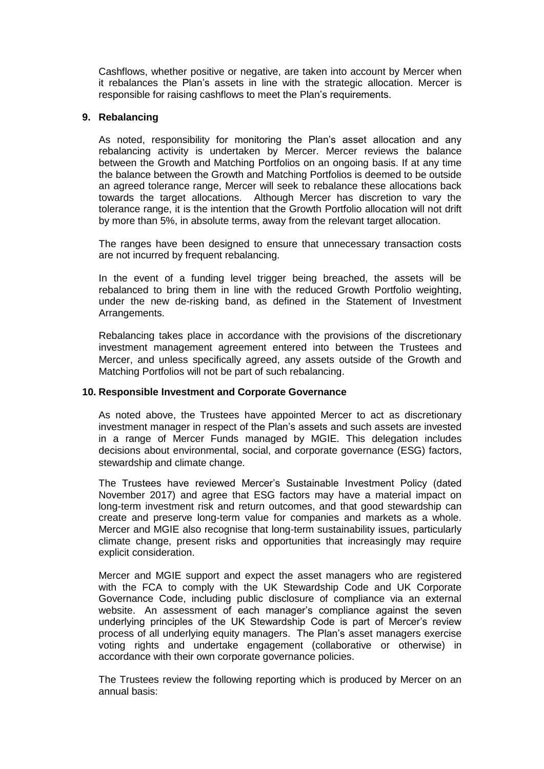Cashflows, whether positive or negative, are taken into account by Mercer when it rebalances the Plan's assets in line with the strategic allocation. Mercer is responsible for raising cashflows to meet the Plan's requirements.

## 9. Rebalancing

As noted, responsibility for monitoring the Plan's asset allocation and any rebalancing activity is undertaken by Mercer. Mercer reviews the balance between the Growth and Matching Portfolios on an ongoing basis. If at any time the balance between the Growth and Matching Portfolios is deemed to be outside an agreed tolerance range, Mercer will seek to rebalance these allocations back towards the target allocations. Although Mercer has discretion to vary the tolerance range, it is the intention that the Growth Portfolio allocation will not drift by more than 5%, in absolute terms, away from the relevant target allocation.

The ranges have been designed to ensure that unnecessary transaction costs are not incurred by frequent rebalancing.

In the event of a funding level trigger being breached, the assets will be rebalanced to bring them in line with the reduced Growth Portfolio weighting, under the new de-risking band, as defined in the Statement of Investment Arrangements.

Rebalancing takes place in accordance with the provisions of the discretionary investment management agreement entered into between the Trustees and Mercer, and unless specifically agreed, any assets outside of the Growth and Matching Portfolios will not be part of such rebalancing.

## 10. Responsible Investment and Corporate Governance

As noted above, the Trustees have appointed Mercer to act as discretionary investment manager in respect of the Plan's assets and such assets are invested in a range of Mercer Funds managed by MGIE. This delegation includes decisions about environmental, social, and corporate governance (ESG) factors, stewardship and climate change.

The Trustees have reviewed Mercer's Sustainable Investment Policy (dated November 2017) and agree that ESG factors may have a material impact on long-term investment risk and return outcomes, and that good stewardship can create and preserve long-term value for companies and markets as a whole. Mercer and MGIE also recognise that long-term sustainability issues, particularly climate change, present risks and opportunities that increasingly may require explicit consideration.

Mercer and MGIE support and expect the asset managers who are registered with the FCA to comply with the UK Stewardship Code and UK Corporate Governance Code, including public disclosure of compliance via an external website. An assessment of each manager's compliance against the seven underlying principles of the UK Stewardship Code is part of Mercer's review process of all underlying equity managers. The Plan's asset managers exercise voting rights and undertake engagement (collaborative or otherwise) in accordance with their own corporate governance policies.

The Trustees review the following reporting which is produced by Mercer on an annual basis: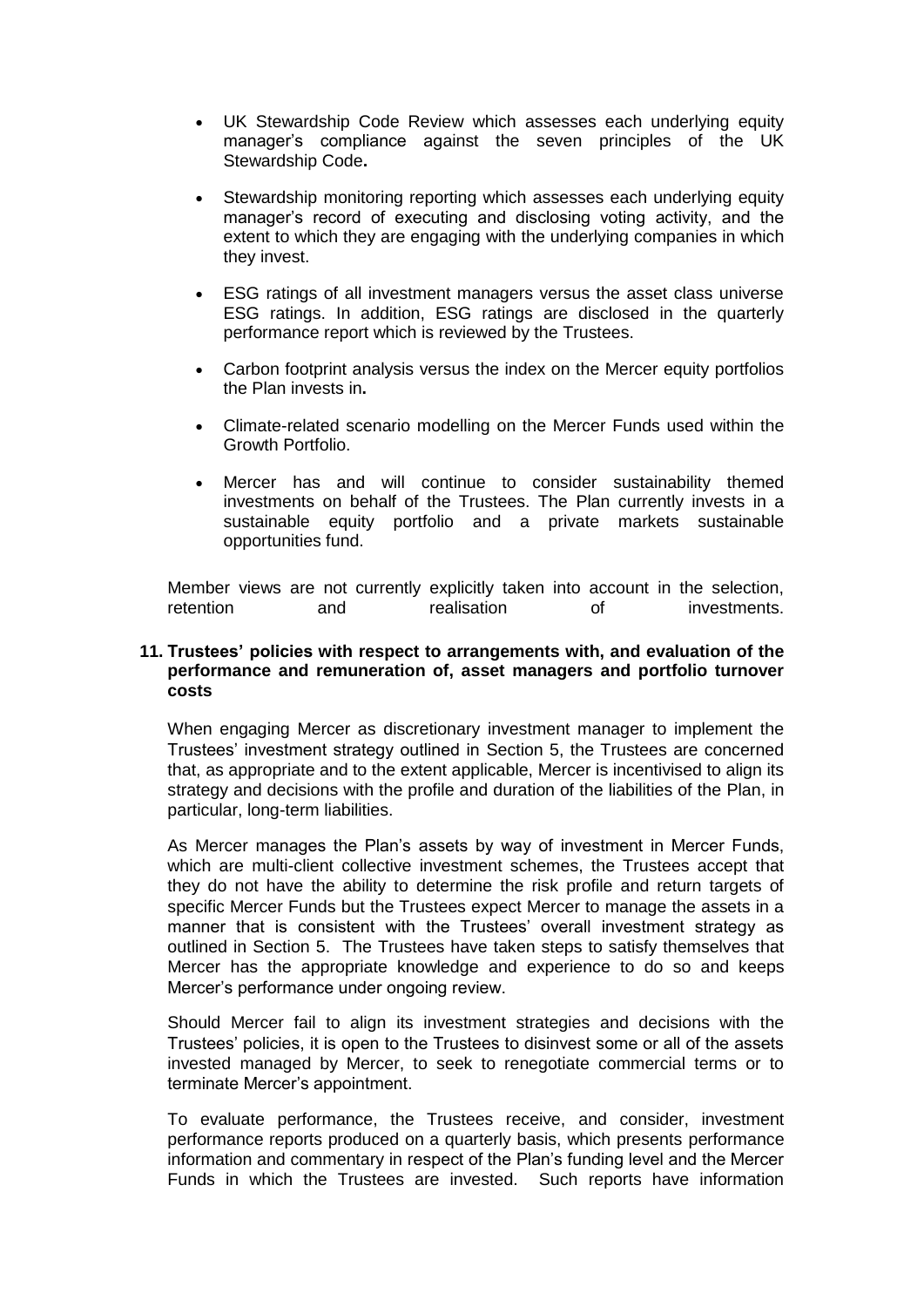- UK Stewardship Code Review which assesses each underlying equity manager's compliance against the seven principles of the UK Stewardship Code**.**

- Stewardship monitoring reporting which assesses each underlying equity manager's record of executing and disclosing voting activity, and the extent to which they are engaging with the underlying companies in which they invest.

- ESG ratings of all investment managers versus the asset class universe ESG ratings. In addition, ESG ratings are disclosed in the quarterly performance report which is reviewed by the Trustees.

- Carbon footprint analysis versus the index on the Mercer equity portfolios the Plan invests in**.**

- Climate-related scenario modelling on the Mercer Funds used within the Growth Portfolio.

- Mercer has and will continue to consider sustainability themed investments on behalf of the Trustees. The Plan currently invests in a sustainable equity portfolio and a private markets sustainable opportunities fund.

Member views are not currently explicitly taken into account in the selection, retention and realisation of investments.

**11. Trustees' policies with respect to arrangements with, and evaluation of the performance and remuneration of, asset managers and portfolio turnover costs**

When engaging Mercer as discretionary investment manager to implement the Trustees' investment strategy outlined in Section 5, the Trustees are concerned that, as appropriate and to the extent applicable, Mercer is incentivised to align its strategy and decisions with the profile and duration of the liabilities of the Plan, in particular, long-term liabilities.

As Mercer manages the Plan's assets by way of investment in Mercer Funds, which are multi-client collective investment schemes, the Trustees accept that they do not have the ability to determine the risk profile and return targets of specific Mercer Funds but the Trustees expect Mercer to manage the assets in a manner that is consistent with the Trustees' overall investment strategy as outlined in Section 5. The Trustees have taken steps to satisfy themselves that Mercer has the appropriate knowledge and experience to do so and keeps Mercer's performance under ongoing review.

Should Mercer fail to align its investment strategies and decisions with the Trustees' policies, it is open to the Trustees to disinvest some or all of the assets invested managed by Mercer, to seek to renegotiate commercial terms or to terminate Mercer's appointment.

To evaluate performance, the Trustees receive, and consider, investment performance reports produced on a quarterly basis, which presents performance information and commentary in respect of the Plan's funding level and the Mercer Funds in which the Trustees are invested. Such reports have information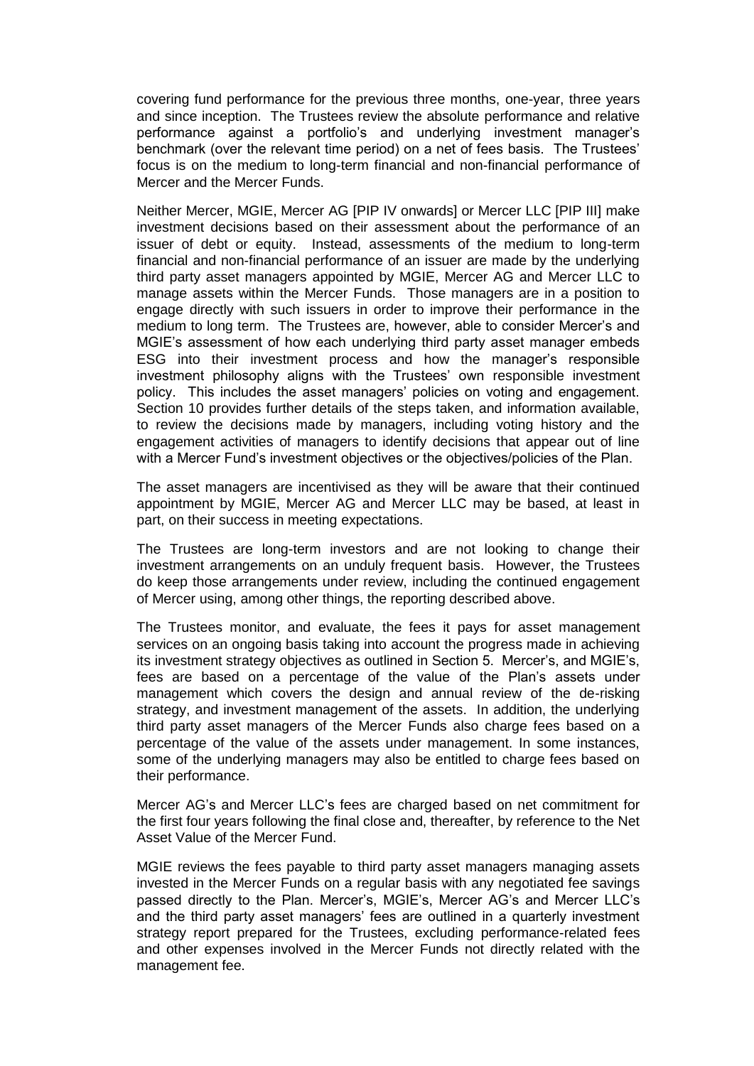covering fund performance for the previous three months, one-year, three years and since inception. The Trustees review the absolute performance and relative performance against a portfolio's and underlying investment manager's benchmark (over the relevant time period) on a net of fees basis. The Trustees' focus is on the medium to long-term financial and non-financial performance of Mercer and the Mercer Funds.

Neither Mercer, MGIE, Mercer AG [PIP IV onwards] or Mercer LLC [PIP III] make investment decisions based on their assessment about the performance of an issuer of debt or equity. Instead, assessments of the medium to long-term financial and non-financial performance of an issuer are made by the underlying third party asset managers appointed by MGIE, Mercer AG and Mercer LLC to manage assets within the Mercer Funds. Those managers are in a position to engage directly with such issuers in order to improve their performance in the medium to long term. The Trustees are, however, able to consider Mercer's and MGIE's assessment of how each underlying third party asset manager embeds ESG into their investment process and how the manager's responsible investment philosophy aligns with the Trustees' own responsible investment policy. This includes the asset managers' policies on voting and engagement. Section 10 provides further details of the steps taken, and information available, to review the decisions made by managers, including voting history and the engagement activities of managers to identify decisions that appear out of line with a Mercer Fund's investment objectives or the objectives/policies of the Plan.

The asset managers are incentivised as they will be aware that their continued appointment by MGIE, Mercer AG and Mercer LLC may be based, at least in part, on their success in meeting expectations.

The Trustees are long-term investors and are not looking to change their investment arrangements on an unduly frequent basis. However, the Trustees do keep those arrangements under review, including the continued engagement of Mercer using, among other things, the reporting described above.

The Trustees monitor, and evaluate, the fees it pays for asset management services on an ongoing basis taking into account the progress made in achieving its investment strategy objectives as outlined in Section 5. Mercer's, and MGIE's, fees are based on a percentage of the value of the Plan's assets under management which covers the design and annual review of the de-risking strategy, and investment management of the assets. In addition, the underlying third party asset managers of the Mercer Funds also charge fees based on a percentage of the value of the assets under management. In some instances, some of the underlying managers may also be entitled to charge fees based on their performance.

Mercer AG's and Mercer LLC's fees are charged based on net commitment for the first four years following the final close and, thereafter, by reference to the Net Asset Value of the Mercer Fund.

MGIE reviews the fees payable to third party asset managers managing assets invested in the Mercer Funds on a regular basis with any negotiated fee savings passed directly to the Plan. Mercer's, MGIE's, Mercer AG's and Mercer LLC's and the third party asset managers' fees are outlined in a quarterly investment strategy report prepared for the Trustees, excluding performance-related fees and other expenses involved in the Mercer Funds not directly related with the management fee.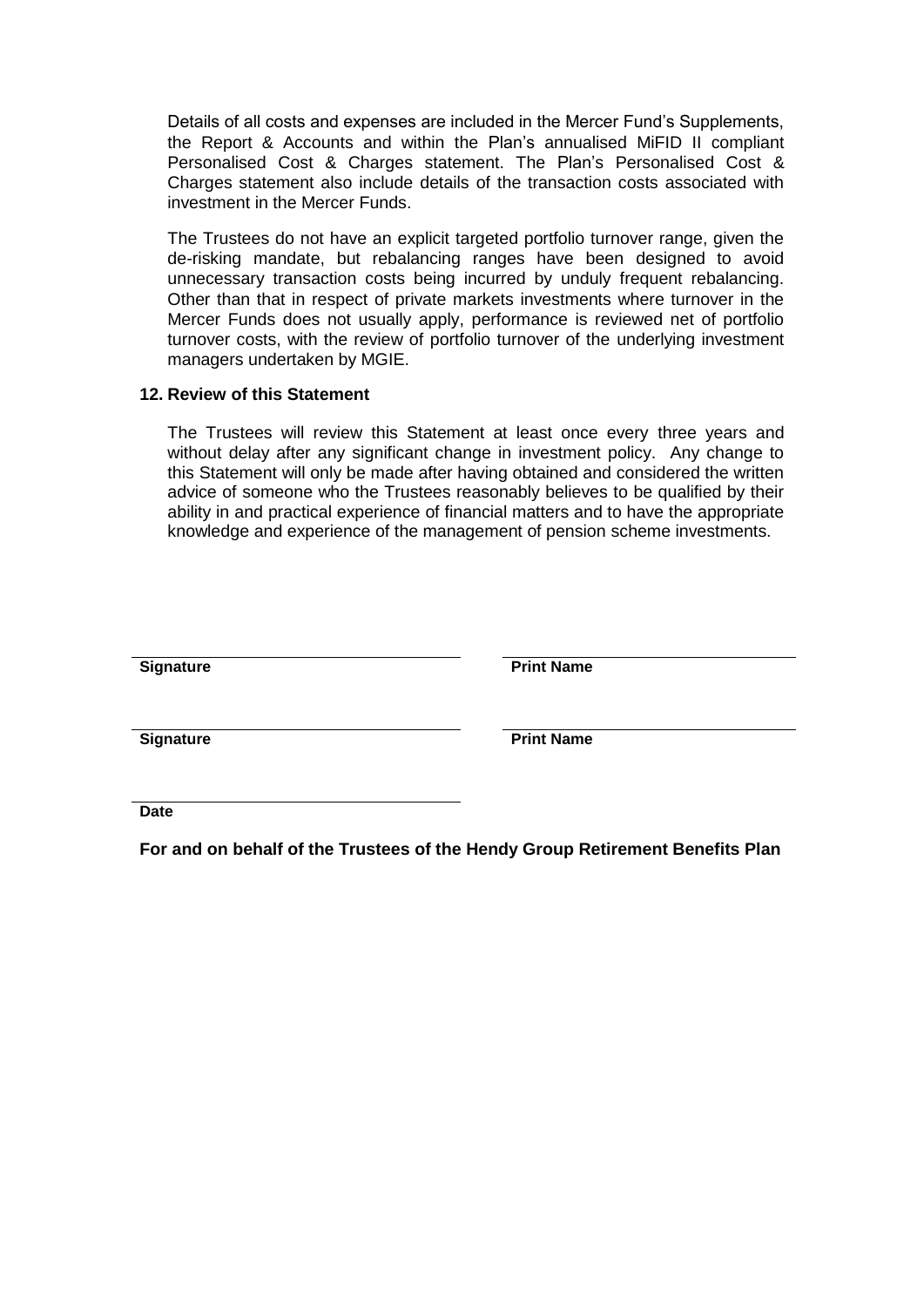Details of all costs and expenses are included in the Mercer Fund's Supplements, the Report & Accounts and within the Plan's annualised MiFID II compliant Personalised Cost & Charges statement. The Plan's Personalised Cost & Charges statement also include details of the transaction costs associated with investment in the Mercer Funds.

The Trustees do not have an explicit targeted portfolio turnover range, given the de-risking mandate, but rebalancing ranges have been designed to avoid unnecessary transaction costs being incurred by unduly frequent rebalancing. Other than that in respect of private markets investments where turnover in the Mercer Funds does not usually apply, performance is reviewed net of portfolio turnover costs, with the review of portfolio turnover of the underlying investment managers undertaken by MGIE.

## 12. Review of this Statement

The Trustees will review this Statement at least once every three years and without delay after any significant change in investment policy. Any change to this Statement will only be made after having obtained and considered the written advice of someone who the Trustees reasonably believes to be qualified by their ability in and practical experience of financial matters and to have the appropriate knowledge and experience of the management of pension scheme investments.

| | |
|---|---|
| **Signature** | **Print Name** |
| **Signature** | **Print Name** |
| **Date** | |

**For and on behalf of the Trustees of the Hendy Group Retirement Benefits Plan**